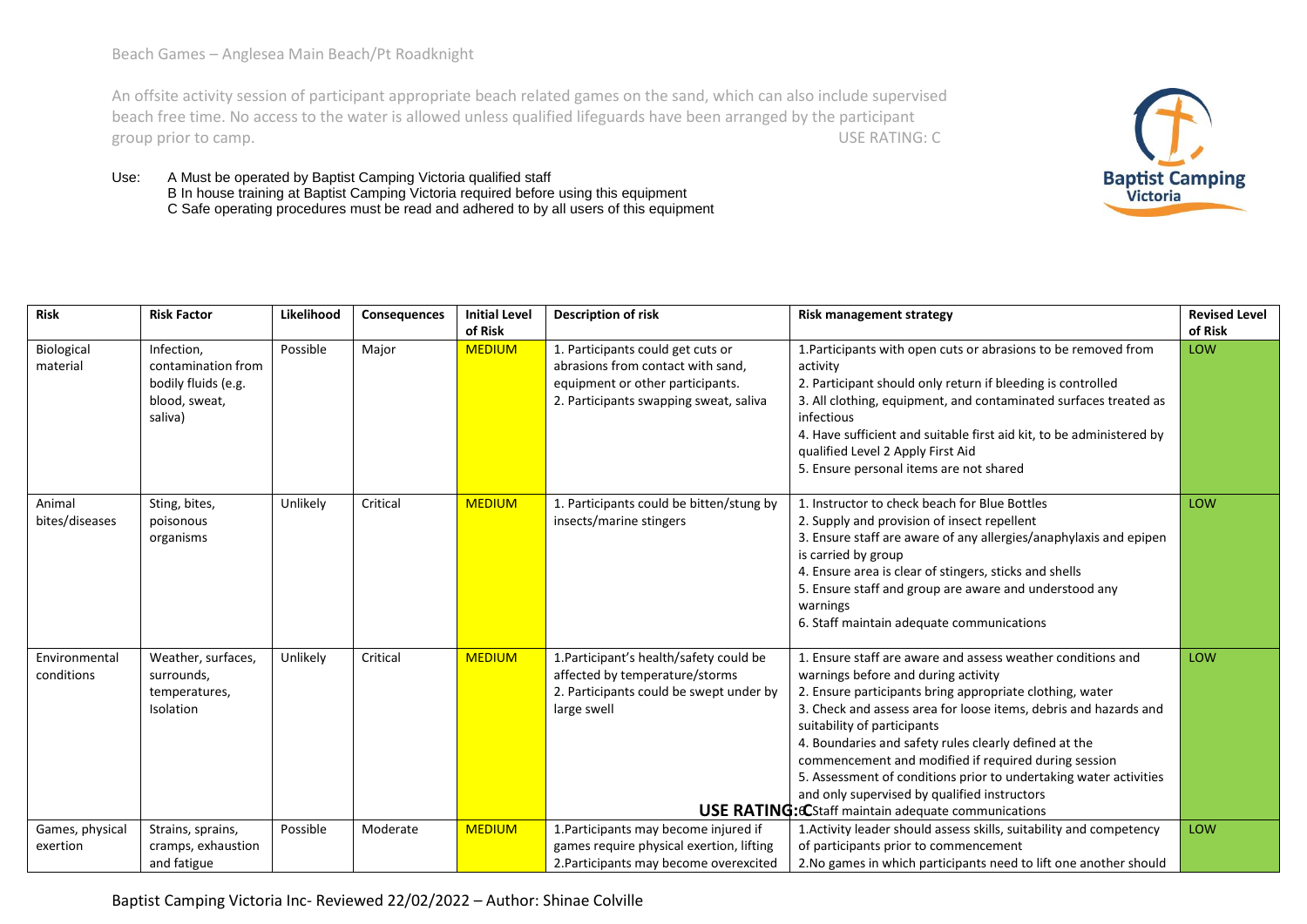# Beach Games – Anglesea Main Beach/Pt Roadknight

An offsite activity session of participant appropriate beach related games on the sand, which can also include supervised beach free time. No access to the water is allowed unless qualified lifeguards have been arranged by the participant group prior to camp.

USE RATING: C

Use:
- A Must be operated by Baptist Camping Victoria qualified staff
- B In house training at Baptist Camping Victoria required before using this equipment
- C Safe operating procedures must be read and adhered to by all users of this equipment

| Risk | Risk Factor | Likelihood | Consequences | Initial Level of Risk | Description of risk | Risk management strategy | Revised Level of Risk |
|---|---|---|---|---|---|---|---|
| Biological material | Infection, contamination from bodily fluids (e.g. blood, sweat, saliva) | Possible | Major | MEDIUM | 1. Participants could get cuts or abrasions from contact with sand, equipment or other participants.<br>2. Participants swapping sweat, saliva | 1.Participants with open cuts or abrasions to be removed from activity<br>2. Participant should only return if bleeding is controlled<br>3. All clothing, equipment, and contaminated surfaces treated as infectious<br>4. Have sufficient and suitable first aid kit, to be administered by qualified Level 2 Apply First Aid<br>5. Ensure personal items are not shared | LOW |
| Animal bites/diseases | Sting, bites, poisonous organisms | Unlikely | Critical | MEDIUM | 1. Participants could be bitten/stung by insects/marine stingers | 1. Instructor to check beach for Blue Bottles<br>2. Supply and provision of insect repellent<br>3. Ensure staff are aware of any allergies/anaphylaxis and epipen is carried by group<br>4. Ensure area is clear of stingers, sticks and shells<br>5. Ensure staff and group are aware and understood any warnings<br>6. Staff maintain adequate communications | LOW |
| Environmental conditions | Weather, surfaces, surrounds, temperatures, Isolation | Unlikely | Critical | MEDIUM | 1.Participant's health/safety could be affected by temperature/storms<br>2. Participants could be swept under by large swell | 1. Ensure staff are aware and assess weather conditions and warnings before and during activity<br>2. Ensure participants bring appropriate clothing, water<br>3. Check and assess area for loose items, debris and hazards and suitability of participants<br>4. Boundaries and safety rules clearly defined at the commencement and modified if required during session<br>5. Assessment of conditions prior to undertaking water activities and only supervised by qualified instructors<br>6. Staff maintain adequate communications | LOW |
| Games, physical exertion | Strains, sprains, cramps, exhaustion and fatigue | Possible | Moderate | MEDIUM | 1.Participants may become injured if games require physical exertion, lifting<br>2.Participants may become overexcited | 1.Activity leader should assess skills, suitability and competency of participants prior to commencement<br>2.No games in which participants need to lift one another should | LOW |

Baptist Camping Victoria Inc- Reviewed 22/02/2022 – Author: Shinae Colville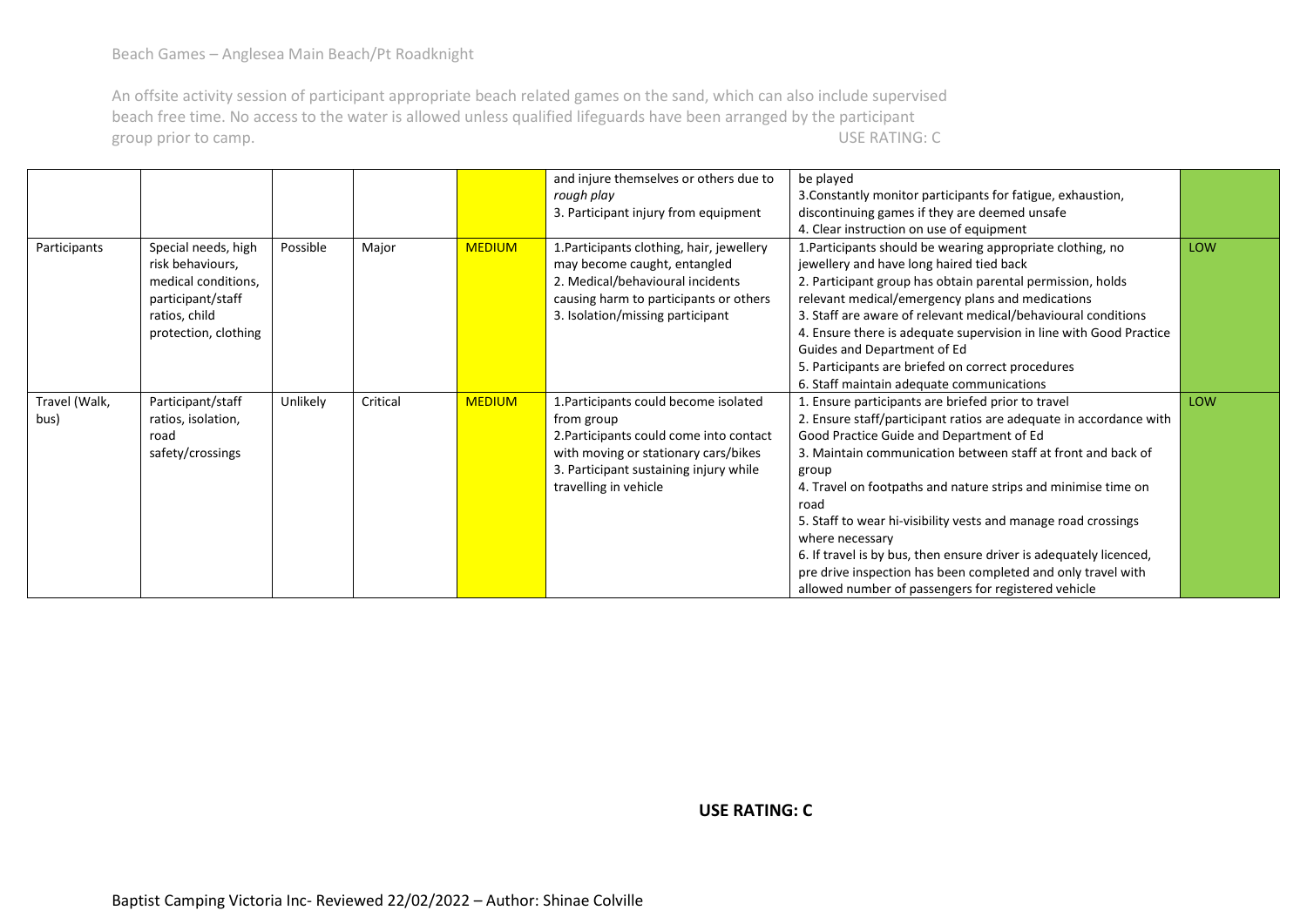| | | | | | | | |
|---|---|---|---|---|---|---|---|
| | | | | | and injure themselves or others due to *rough play*<br>3. Participant injury from equipment | be played<br>3.Constantly monitor participants for fatigue, exhaustion, discontinuing games if they are deemed unsafe<br>4. Clear instruction on use of equipment | |
| Participants | Special needs, high risk behaviours, medical conditions, participant/staff ratios, child protection, clothing | Possible | Major | MEDIUM | 1.Participants clothing, hair, jewellery may become caught, entangled<br>2. Medical/behavioural incidents causing harm to participants or others<br>3. Isolation/missing participant | 1.Participants should be wearing appropriate clothing, no jewellery and have long haired tied back<br>2. Participant group has obtain parental permission, holds relevant medical/emergency plans and medications<br>3. Staff are aware of relevant medical/behavioural conditions<br>4. Ensure there is adequate supervision in line with Good Practice Guides and Department of Ed<br>5. Participants are briefed on correct procedures<br>6. Staff maintain adequate communications | LOW |
| Travel (Walk, bus) | Participant/staff ratios, isolation, road safety/crossings | Unlikely | Critical | MEDIUM | 1.Participants could become isolated from group<br>2.Participants could come into contact with moving or stationary cars/bikes<br>3. Participant sustaining injury while travelling in vehicle | 1. Ensure participants are briefed prior to travel<br>2. Ensure staff/participant ratios are adequate in accordance with Good Practice Guide and Department of Ed<br>3. Maintain communication between staff at front and back of group<br>4. Travel on footpaths and nature strips and minimise time on road<br>5. Staff to wear hi-visibility vests and manage road crossings where necessary<br>6. If travel is by bus, then ensure driver is adequately licenced, pre drive inspection has been completed and only travel with allowed number of passengers for registered vehicle | LOW |

**USE RATING: C**